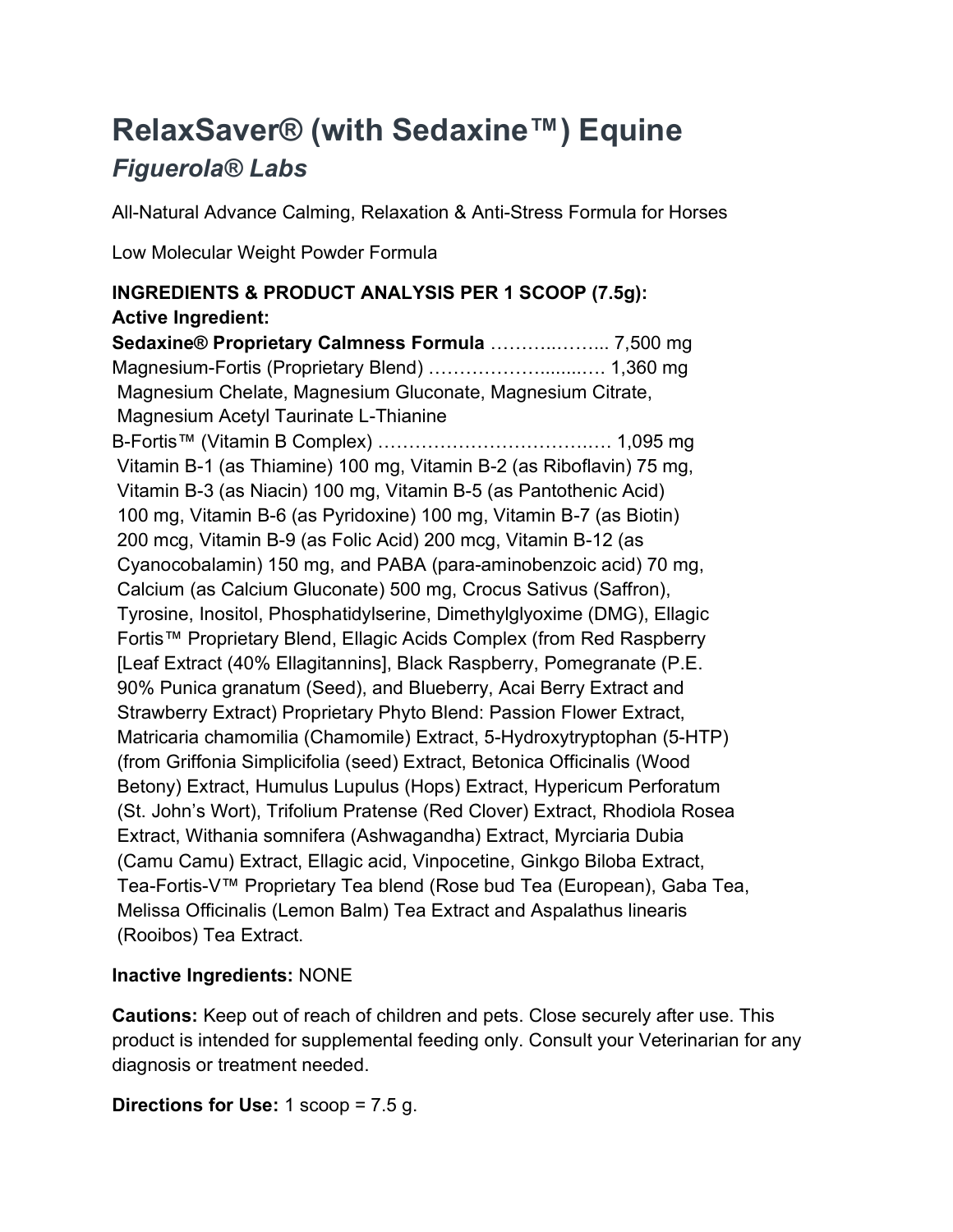# RelaxSaver® (with Sedaxine™) Equine

## *Figuerola® Labs*

All-Natural Advance Calming, Relaxation & Anti-Stress Formula for Horses

Low Molecular Weight Powder Formula

**INGREDIENTS & PRODUCT ANALYSIS PER 1 SCOOP (7.5g):**
**Active Ingredient:**
**Sedaxine® Proprietary Calmness Formula** ………..……... 7,500 mg
Magnesium-Fortis (Proprietary Blend) ………………........…. 1,360 mg
Magnesium Chelate, Magnesium Gluconate, Magnesium Citrate, Magnesium Acetyl Taurinate L-Thianine
B-Fortis™ (Vitamin B Complex) …………………………….…. 1,095 mg
Vitamin B-1 (as Thiamine) 100 mg, Vitamin B-2 (as Riboflavin) 75 mg, Vitamin B-3 (as Niacin) 100 mg, Vitamin B-5 (as Pantothenic Acid) 100 mg, Vitamin B-6 (as Pyridoxine) 100 mg, Vitamin B-7 (as Biotin) 200 mcg, Vitamin B-9 (as Folic Acid) 200 mcg, Vitamin B-12 (as Cyanocobalamin) 150 mg, and PABA (para-aminobenzoic acid) 70 mg, Calcium (as Calcium Gluconate) 500 mg, Crocus Sativus (Saffron), Tyrosine, Inositol, Phosphatidylserine, Dimethylglyoxime (DMG), Ellagic Fortis™ Proprietary Blend, Ellagic Acids Complex (from Red Raspberry [Leaf Extract (40% Ellagitannins], Black Raspberry, Pomegranate (P.E. 90% Punica granatum (Seed), and Blueberry, Acai Berry Extract and Strawberry Extract) Proprietary Phyto Blend: Passion Flower Extract, Matricaria chamomilia (Chamomile) Extract, 5-Hydroxytryptophan (5-HTP) (from Griffonia Simplicifolia (seed) Extract, Betonica Officinalis (Wood Betony) Extract, Humulus Lupulus (Hops) Extract, Hypericum Perforatum (St. John's Wort), Trifolium Pratense (Red Clover) Extract, Rhodiola Rosea Extract, Withania somnifera (Ashwagandha) Extract, Myrciaria Dubia (Camu Camu) Extract, Ellagic acid, Vinpocetine, Ginkgo Biloba Extract, Tea-Fortis-V™ Proprietary Tea blend (Rose bud Tea (European), Gaba Tea, Melissa Officinalis (Lemon Balm) Tea Extract and Aspalathus linearis (Rooibos) Tea Extract.

**Inactive Ingredients:** NONE

**Cautions:** Keep out of reach of children and pets. Close securely after use. This product is intended for supplemental feeding only. Consult your Veterinarian for any diagnosis or treatment needed.

**Directions for Use:** 1 scoop = 7.5 g.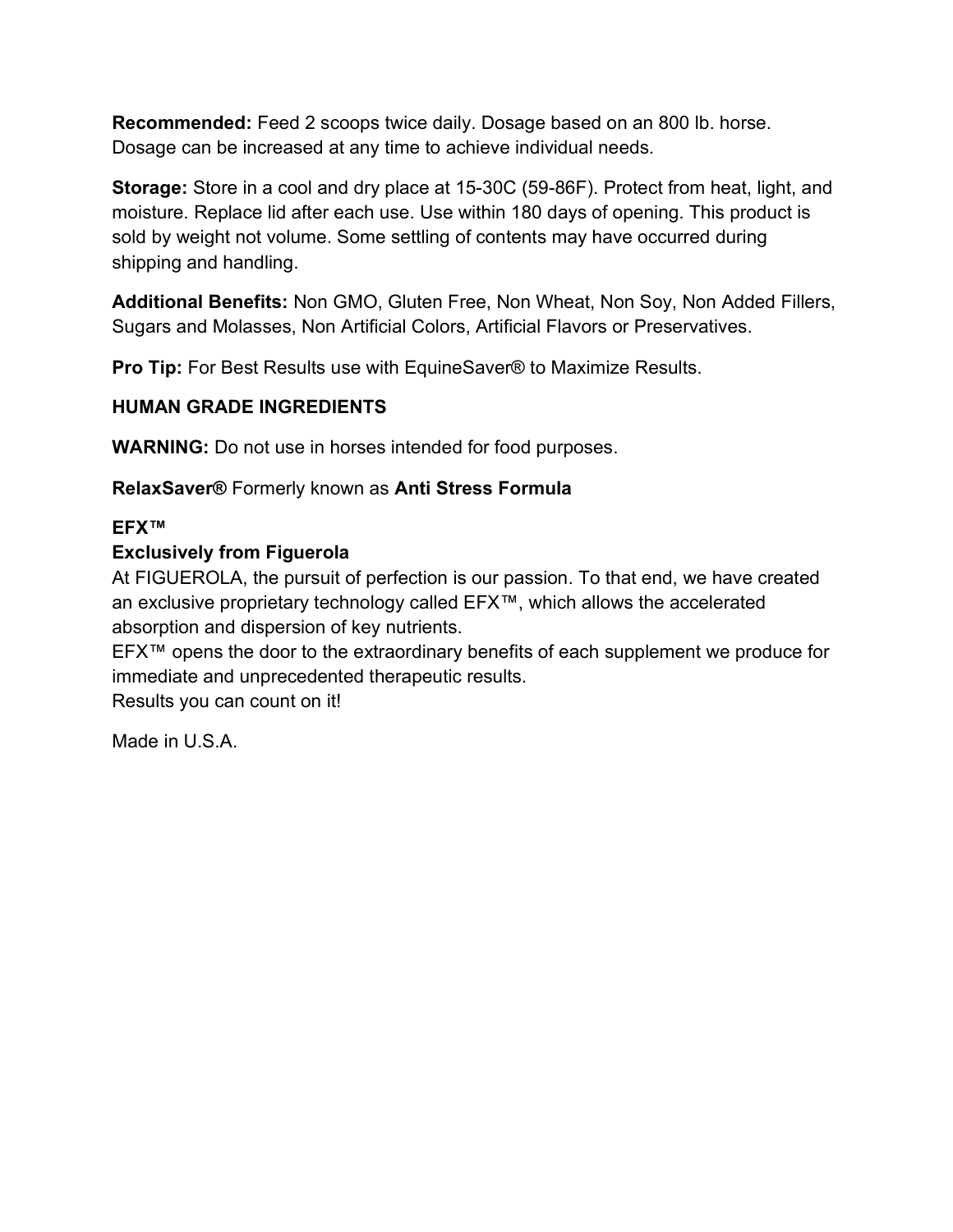**Recommended:** Feed 2 scoops twice daily. Dosage based on an 800 lb. horse. Dosage can be increased at any time to achieve individual needs.

**Storage:** Store in a cool and dry place at 15-30C (59-86F). Protect from heat, light, and moisture. Replace lid after each use. Use within 180 days of opening. This product is sold by weight not volume. Some settling of contents may have occurred during shipping and handling.

**Additional Benefits:** Non GMO, Gluten Free, Non Wheat, Non Soy, Non Added Fillers, Sugars and Molasses, Non Artificial Colors, Artificial Flavors or Preservatives.

**Pro Tip:** For Best Results use with EquineSaver® to Maximize Results.

**HUMAN GRADE INGREDIENTS**

**WARNING:** Do not use in horses intended for food purposes.

**RelaxSaver®** Formerly known as **Anti Stress Formula**

**EFX™**
**Exclusively from Figuerola**
At FIGUEROLA, the pursuit of perfection is our passion. To that end, we have created an exclusive proprietary technology called EFX™, which allows the accelerated absorption and dispersion of key nutrients.
EFX™ opens the door to the extraordinary benefits of each supplement we produce for immediate and unprecedented therapeutic results.
Results you can count on it!

Made in U.S.A.